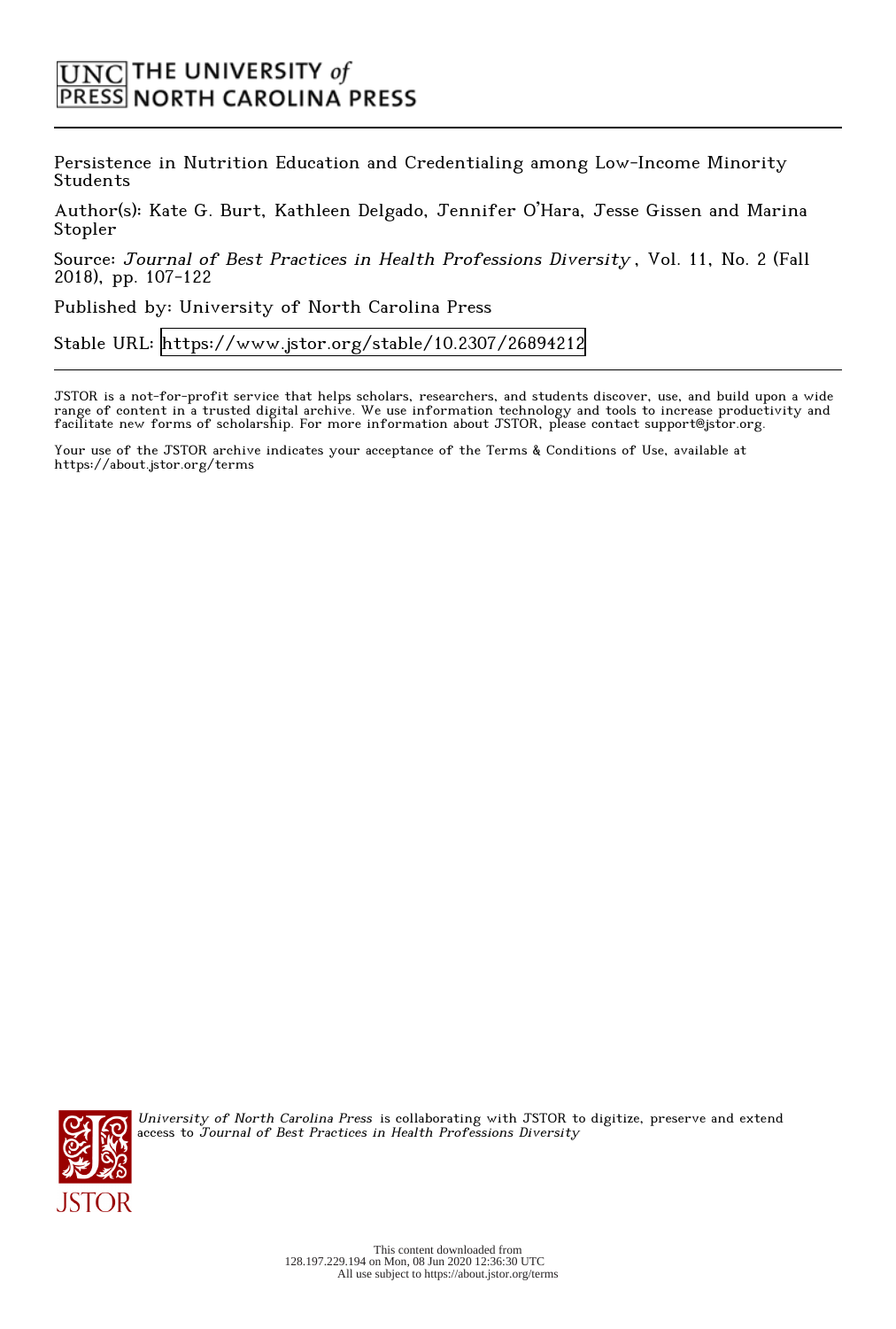Persistence in Nutrition Education and Credentialing among Low-Income Minority Students

Author(s): Kate G. Burt, Kathleen Delgado, Jennifer O'Hara, Jesse Gissen and Marina Stopler

Source: *Journal of Best Practices in Health Professions Diversity*, Vol. 11, No. 2 (Fall 2018), pp. 107-122

Published by: University of North Carolina Press

Stable URL: https://www.jstor.org/stable/10.2307/26894212

JSTOR is a not-for-profit service that helps scholars, researchers, and students discover, use, and build upon a wide range of content in a trusted digital archive. We use information technology and tools to increase productivity and facilitate new forms of scholarship. For more information about JSTOR, please contact support@jstor.org.

Your use of the JSTOR archive indicates your acceptance of the Terms & Conditions of Use, available at https://about.jstor.org/terms

*University of North Carolina Press* is collaborating with JSTOR to digitize, preserve and extend access to *Journal of Best Practices in Health Professions Diversity*

This content downloaded from 128.197.229.194 on Mon, 08 Jun 2020 12:36:30 UTC
All use subject to https://about.jstor.org/terms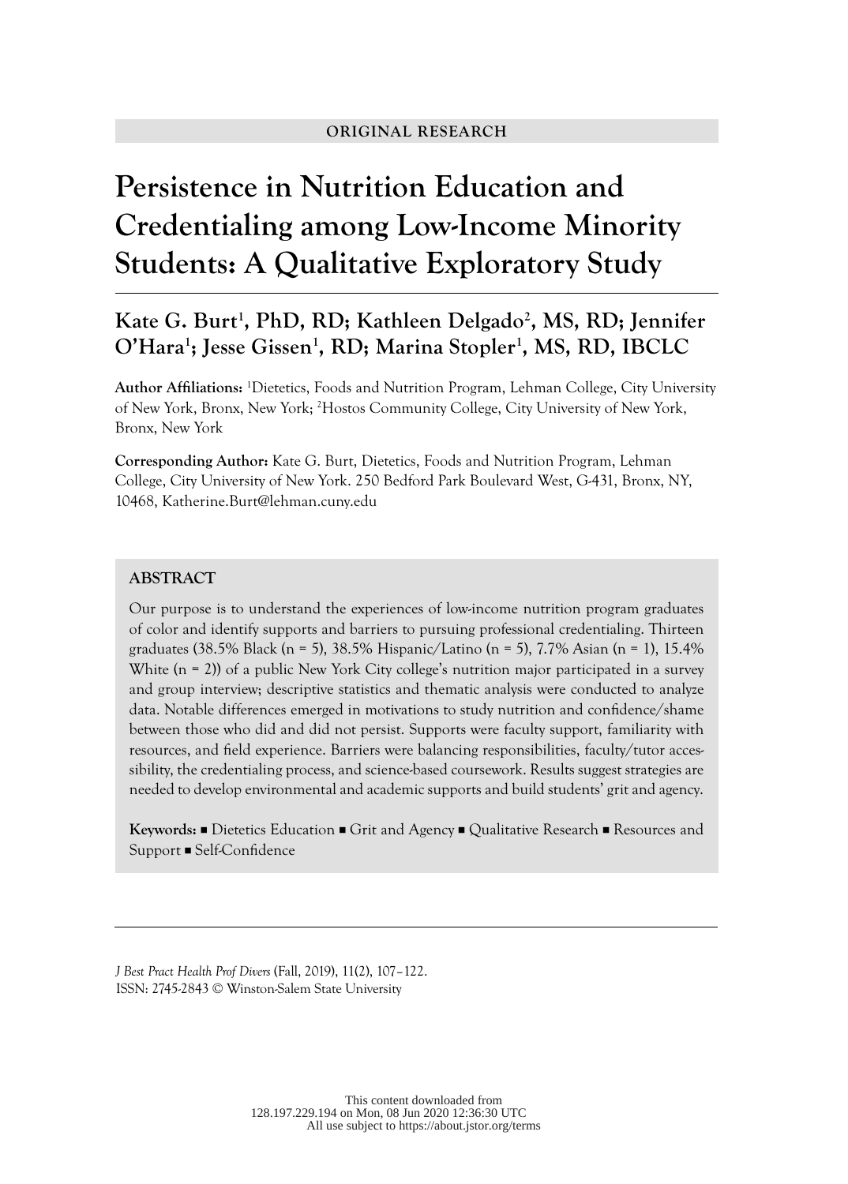ORIGINAL RESEARCH

# Persistence in Nutrition Education and Credentialing among Low-Income Minority Students: A Qualitative Exploratory Study

## Kate G. Burt[1], PhD, RD; Kathleen Delgado[2], MS, RD; Jennifer O'Hara[1]; Jesse Gissen[1], RD; Marina Stopler[1], MS, RD, IBCLC

**Author Affiliations:** [1]Dietetics, Foods and Nutrition Program, Lehman College, City University of New York, Bronx, New York; [2]Hostos Community College, City University of New York, Bronx, New York

**Corresponding Author:** Kate G. Burt, Dietetics, Foods and Nutrition Program, Lehman College, City University of New York. 250 Bedford Park Boulevard West, G-431, Bronx, NY, 10468, Katherine.Burt@lehman.cuny.edu

### ABSTRACT

Our purpose is to understand the experiences of low-income nutrition program graduates of color and identify supports and barriers to pursuing professional credentialing. Thirteen graduates (38.5% Black (n = 5), 38.5% Hispanic/Latino (n = 5), 7.7% Asian (n = 1), 15.4% White (n = 2)) of a public New York City college's nutrition major participated in a survey and group interview; descriptive statistics and thematic analysis were conducted to analyze data. Notable differences emerged in motivations to study nutrition and confidence/shame between those who did and did not persist. Supports were faculty support, familiarity with resources, and field experience. Barriers were balancing responsibilities, faculty/tutor accessibility, the credentialing process, and science-based coursework. Results suggest strategies are needed to develop environmental and academic supports and build students' grit and agency.

**Keywords:** ■ Dietetics Education ■ Grit and Agency ■ Qualitative Research ■ Resources and Support ■ Self-Confidence

*J Best Pract Health Prof Divers* (Fall, 2019), 11(2), 107–122.
ISSN: 2745-2843 © Winston-Salem State University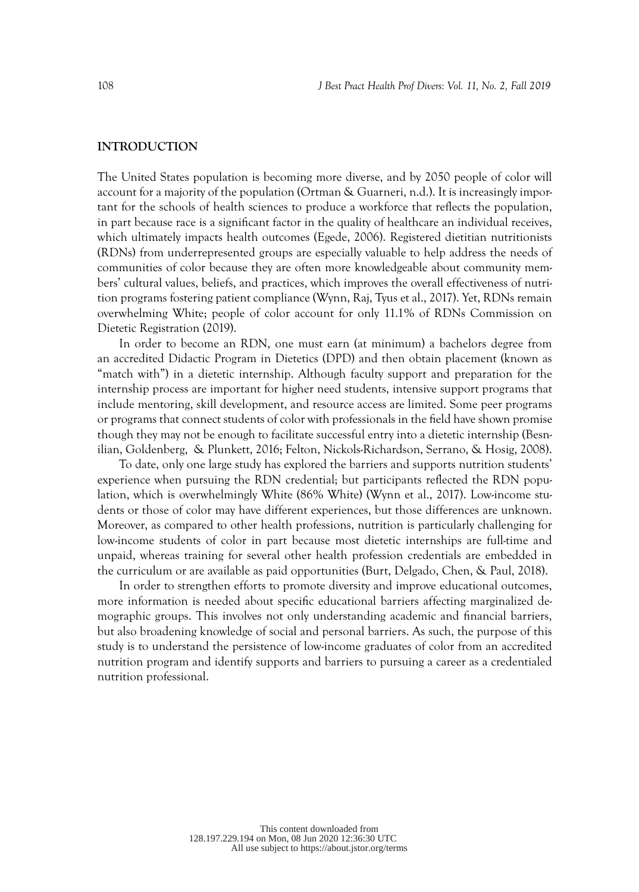## INTRODUCTION

The United States population is becoming more diverse, and by 2050 people of color will account for a majority of the population (Ortman & Guarneri, n.d.). It is increasingly important for the schools of health sciences to produce a workforce that reflects the population, in part because race is a significant factor in the quality of healthcare an individual receives, which ultimately impacts health outcomes (Egede, 2006). Registered dietitian nutritionists (RDNs) from underrepresented groups are especially valuable to help address the needs of communities of color because they are often more knowledgeable about community members' cultural values, beliefs, and practices, which improves the overall effectiveness of nutrition programs fostering patient compliance (Wynn, Raj, Tyus et al., 2017). Yet, RDNs remain overwhelming White; people of color account for only 11.1% of RDNs Commission on Dietetic Registration (2019).

In order to become an RDN, one must earn (at minimum) a bachelors degree from an accredited Didactic Program in Dietetics (DPD) and then obtain placement (known as "match with") in a dietetic internship. Although faculty support and preparation for the internship process are important for higher need students, intensive support programs that include mentoring, skill development, and resource access are limited. Some peer programs or programs that connect students of color with professionals in the field have shown promise though they may not be enough to facilitate successful entry into a dietetic internship (Besnilian, Goldenberg, & Plunkett, 2016; Felton, Nickols-Richardson, Serrano, & Hosig, 2008).

To date, only one large study has explored the barriers and supports nutrition students' experience when pursuing the RDN credential; but participants reflected the RDN population, which is overwhelmingly White (86% White) (Wynn et al., 2017). Low-income students or those of color may have different experiences, but those differences are unknown. Moreover, as compared to other health professions, nutrition is particularly challenging for low-income students of color in part because most dietetic internships are full-time and unpaid, whereas training for several other health profession credentials are embedded in the curriculum or are available as paid opportunities (Burt, Delgado, Chen, & Paul, 2018).

In order to strengthen efforts to promote diversity and improve educational outcomes, more information is needed about specific educational barriers affecting marginalized demographic groups. This involves not only understanding academic and financial barriers, but also broadening knowledge of social and personal barriers. As such, the purpose of this study is to understand the persistence of low-income graduates of color from an accredited nutrition program and identify supports and barriers to pursuing a career as a credentialed nutrition professional.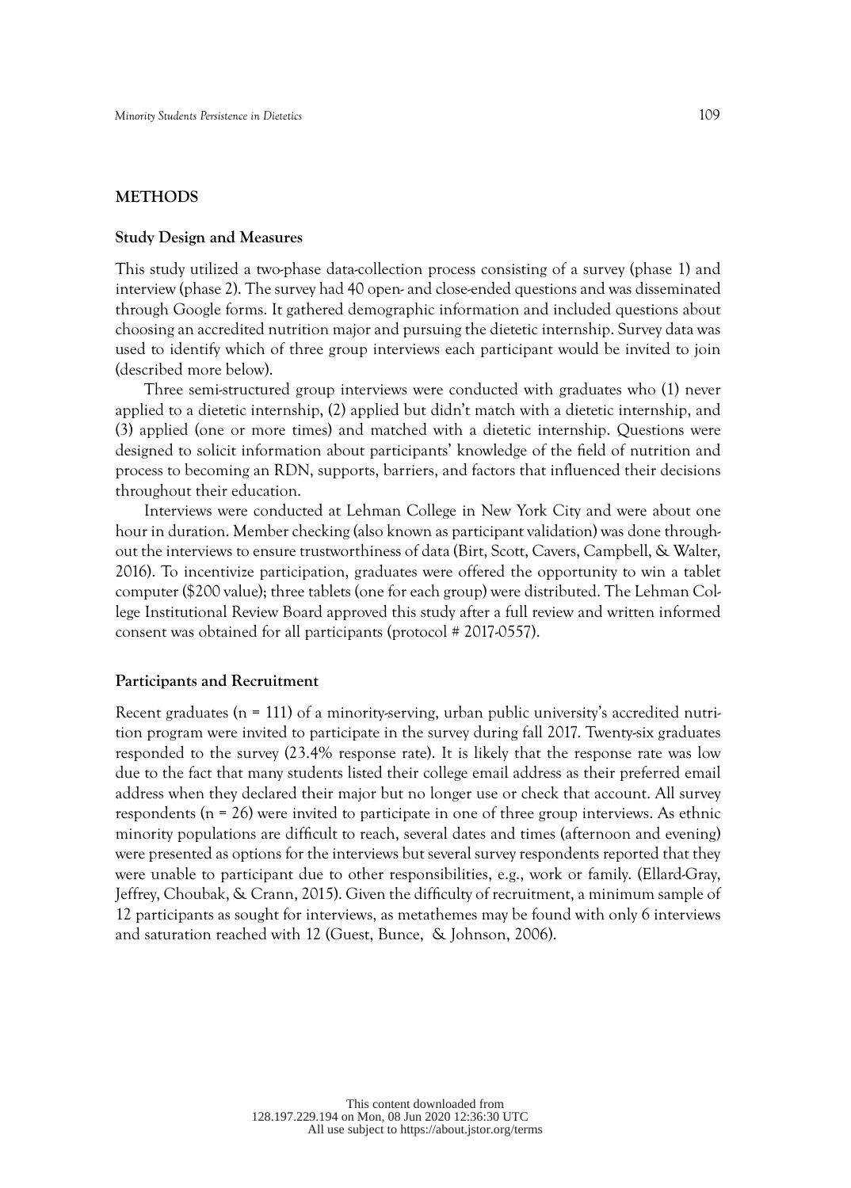## METHODS

### Study Design and Measures

This study utilized a two-phase data-collection process consisting of a survey (phase 1) and interview (phase 2). The survey had 40 open- and close-ended questions and was disseminated through Google forms. It gathered demographic information and included questions about choosing an accredited nutrition major and pursuing the dietetic internship. Survey data was used to identify which of three group interviews each participant would be invited to join (described more below).

Three semi-structured group interviews were conducted with graduates who (1) never applied to a dietetic internship, (2) applied but didn't match with a dietetic internship, and (3) applied (one or more times) and matched with a dietetic internship. Questions were designed to solicit information about participants' knowledge of the field of nutrition and process to becoming an RDN, supports, barriers, and factors that influenced their decisions throughout their education.

Interviews were conducted at Lehman College in New York City and were about one hour in duration. Member checking (also known as participant validation) was done throughout the interviews to ensure trustworthiness of data (Birt, Scott, Cavers, Campbell, & Walter, 2016). To incentivize participation, graduates were offered the opportunity to win a tablet computer ($200 value); three tablets (one for each group) were distributed. The Lehman College Institutional Review Board approved this study after a full review and written informed consent was obtained for all participants (protocol # 2017-0557).

### Participants and Recruitment

Recent graduates (n = 111) of a minority-serving, urban public university's accredited nutrition program were invited to participate in the survey during fall 2017. Twenty-six graduates responded to the survey (23.4% response rate). It is likely that the response rate was low due to the fact that many students listed their college email address as their preferred email address when they declared their major but no longer use or check that account. All survey respondents (n = 26) were invited to participate in one of three group interviews. As ethnic minority populations are difficult to reach, several dates and times (afternoon and evening) were presented as options for the interviews but several survey respondents reported that they were unable to participant due to other responsibilities, e.g., work or family. (Ellard-Gray, Jeffrey, Choubak, & Crann, 2015). Given the difficulty of recruitment, a minimum sample of 12 participants as sought for interviews, as metathemes may be found with only 6 interviews and saturation reached with 12 (Guest, Bunce, & Johnson, 2006).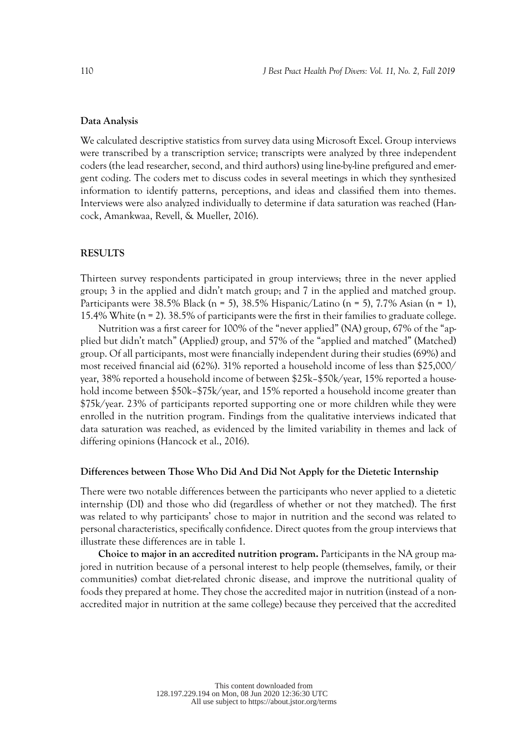### Data Analysis

We calculated descriptive statistics from survey data using Microsoft Excel. Group interviews were transcribed by a transcription service; transcripts were analyzed by three independent coders (the lead researcher, second, and third authors) using line-by-line prefigured and emergent coding. The coders met to discuss codes in several meetings in which they synthesized information to identify patterns, perceptions, and ideas and classified them into themes. Interviews were also analyzed individually to determine if data saturation was reached (Hancock, Amankwaa, Revell, & Mueller, 2016).

## RESULTS

Thirteen survey respondents participated in group interviews; three in the never applied group; 3 in the applied and didn't match group; and 7 in the applied and matched group. Participants were 38.5% Black (n = 5), 38.5% Hispanic/Latino (n = 5), 7.7% Asian (n = 1), 15.4% White (n = 2). 38.5% of participants were the first in their families to graduate college.

Nutrition was a first career for 100% of the "never applied" (NA) group, 67% of the "applied but didn't match" (Applied) group, and 57% of the "applied and matched" (Matched) group. Of all participants, most were financially independent during their studies (69%) and most received financial aid (62%). 31% reported a household income of less than $25,000/year, 38% reported a household income of between $25k–$50k/year, 15% reported a household income between $50k–$75k/year, and 15% reported a household income greater than $75k/year. 23% of participants reported supporting one or more children while they were enrolled in the nutrition program. Findings from the qualitative interviews indicated that data saturation was reached, as evidenced by the limited variability in themes and lack of differing opinions (Hancock et al., 2016).

### Differences between Those Who Did And Did Not Apply for the Dietetic Internship

There were two notable differences between the participants who never applied to a dietetic internship (DI) and those who did (regardless of whether or not they matched). The first was related to why participants' chose to major in nutrition and the second was related to personal characteristics, specifically confidence. Direct quotes from the group interviews that illustrate these differences are in table 1.

**Choice to major in an accredited nutrition program.** Participants in the NA group majored in nutrition because of a personal interest to help people (themselves, family, or their communities) combat diet-related chronic disease, and improve the nutritional quality of foods they prepared at home. They chose the accredited major in nutrition (instead of a non-accredited major in nutrition at the same college) because they perceived that the accredited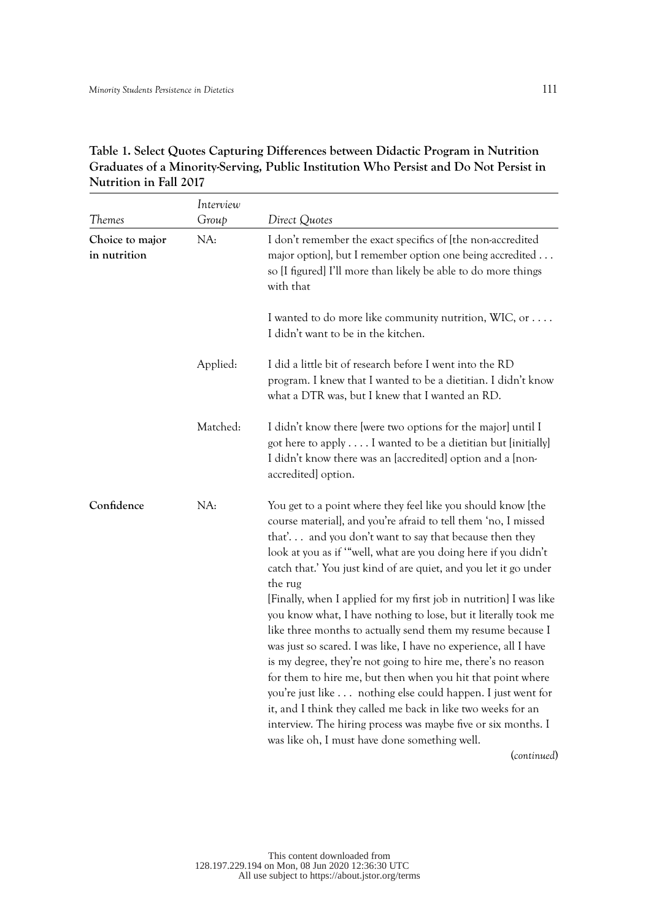**Table 1. Select Quotes Capturing Differences between Didactic Program in Nutrition Graduates of a Minority-Serving, Public Institution Who Persist and Do Not Persist in Nutrition in Fall 2017**

| *Themes* | *Interview Group* | *Direct Quotes* |
|---|---|---|
| **Choice to major in nutrition** | NA: | I don't remember the exact specifics of [the non-accredited major option], but I remember option one being accredited . . . so [I figured] I'll more than likely be able to do more things with that |
| | | I wanted to do more like community nutrition, WIC, or . . . . I didn't want to be in the kitchen. |
| | Applied: | I did a little bit of research before I went into the RD program. I knew that I wanted to be a dietitian. I didn't know what a DTR was, but I knew that I wanted an RD. |
| | Matched: | I didn't know there [were two options for the major] until I got here to apply . . . . I wanted to be a dietitian but [initially] I didn't know there was an [accredited] option and a [non-accredited] option. |
| **Confidence** | NA: | You get to a point where they feel like you should know [the course material], and you're afraid to tell them 'no, I missed that'. . . and you don't want to say that because then they look at you as if '"well, what are you doing here if you didn't catch that.' You just kind of are quiet, and you let it go under the rug |
| | | [Finally, when I applied for my first job in nutrition] I was like you know what, I have nothing to lose, but it literally took me like three months to actually send them my resume because I was just so scared. I was like, I have no experience, all I have is my degree, they're not going to hire me, there's no reason for them to hire me, but then when you hit that point where you're just like . . . nothing else could happen. I just went for it, and I think they called me back in like two weeks for an interview. The hiring process was maybe five or six months. I was like oh, I must have done something well. |

(*continued*)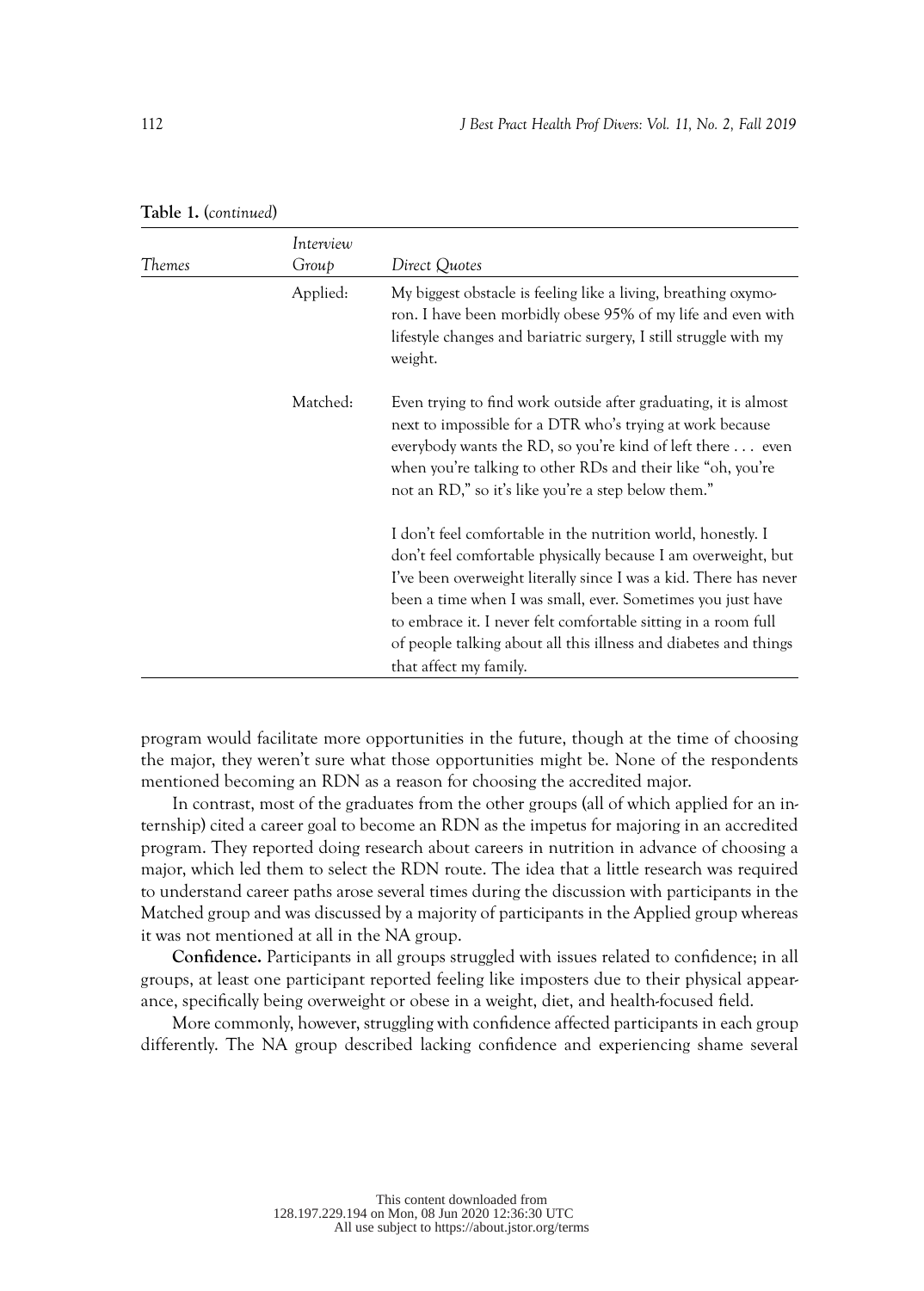**Table 1.** (*continued*)

| *Themes* | *Interview Group* | *Direct Quotes* |
|---|---|---|
| | Applied: | My biggest obstacle is feeling like a living, breathing oxymoron. I have been morbidly obese 95% of my life and even with lifestyle changes and bariatric surgery, I still struggle with my weight. |
| | Matched: | Even trying to find work outside after graduating, it is almost next to impossible for a DTR who's trying at work because everybody wants the RD, so you're kind of left there . . . even when you're talking to other RDs and their like "oh, you're not an RD," so it's like you're a step below them." |
| | | I don't feel comfortable in the nutrition world, honestly. I don't feel comfortable physically because I am overweight, but I've been overweight literally since I was a kid. There has never been a time when I was small, ever. Sometimes you just have to embrace it. I never felt comfortable sitting in a room full of people talking about all this illness and diabetes and things that affect my family. |

program would facilitate more opportunities in the future, though at the time of choosing the major, they weren't sure what those opportunities might be. None of the respondents mentioned becoming an RDN as a reason for choosing the accredited major.

In contrast, most of the graduates from the other groups (all of which applied for an internship) cited a career goal to become an RDN as the impetus for majoring in an accredited program. They reported doing research about careers in nutrition in advance of choosing a major, which led them to select the RDN route. The idea that a little research was required to understand career paths arose several times during the discussion with participants in the Matched group and was discussed by a majority of participants in the Applied group whereas it was not mentioned at all in the NA group.

**Confidence.** Participants in all groups struggled with issues related to confidence; in all groups, at least one participant reported feeling like imposters due to their physical appearance, specifically being overweight or obese in a weight, diet, and health-focused field.

More commonly, however, struggling with confidence affected participants in each group differently. The NA group described lacking confidence and experiencing shame several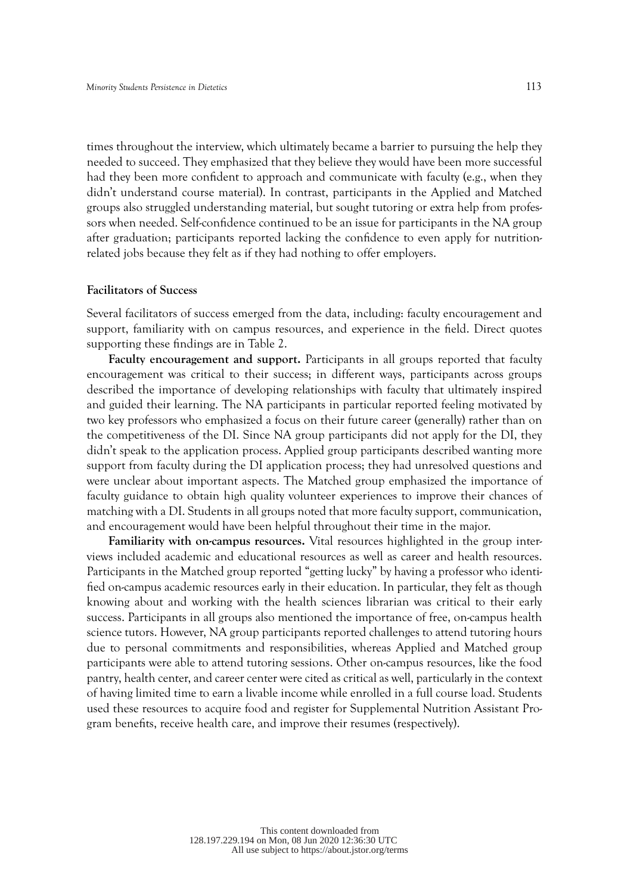times throughout the interview, which ultimately became a barrier to pursuing the help they needed to succeed. They emphasized that they believe they would have been more successful had they been more confident to approach and communicate with faculty (e.g., when they didn't understand course material). In contrast, participants in the Applied and Matched groups also struggled understanding material, but sought tutoring or extra help from professors when needed. Self-confidence continued to be an issue for participants in the NA group after graduation; participants reported lacking the confidence to even apply for nutrition-related jobs because they felt as if they had nothing to offer employers.

### Facilitators of Success

Several facilitators of success emerged from the data, including: faculty encouragement and support, familiarity with on campus resources, and experience in the field. Direct quotes supporting these findings are in Table 2.

**Faculty encouragement and support.** Participants in all groups reported that faculty encouragement was critical to their success; in different ways, participants across groups described the importance of developing relationships with faculty that ultimately inspired and guided their learning. The NA participants in particular reported feeling motivated by two key professors who emphasized a focus on their future career (generally) rather than on the competitiveness of the DI. Since NA group participants did not apply for the DI, they didn't speak to the application process. Applied group participants described wanting more support from faculty during the DI application process; they had unresolved questions and were unclear about important aspects. The Matched group emphasized the importance of faculty guidance to obtain high quality volunteer experiences to improve their chances of matching with a DI. Students in all groups noted that more faculty support, communication, and encouragement would have been helpful throughout their time in the major.

**Familiarity with on-campus resources.** Vital resources highlighted in the group interviews included academic and educational resources as well as career and health resources. Participants in the Matched group reported "getting lucky" by having a professor who identified on-campus academic resources early in their education. In particular, they felt as though knowing about and working with the health sciences librarian was critical to their early success. Participants in all groups also mentioned the importance of free, on-campus health science tutors. However, NA group participants reported challenges to attend tutoring hours due to personal commitments and responsibilities, whereas Applied and Matched group participants were able to attend tutoring sessions. Other on-campus resources, like the food pantry, health center, and career center were cited as critical as well, particularly in the context of having limited time to earn a livable income while enrolled in a full course load. Students used these resources to acquire food and register for Supplemental Nutrition Assistant Program benefits, receive health care, and improve their resumes (respectively).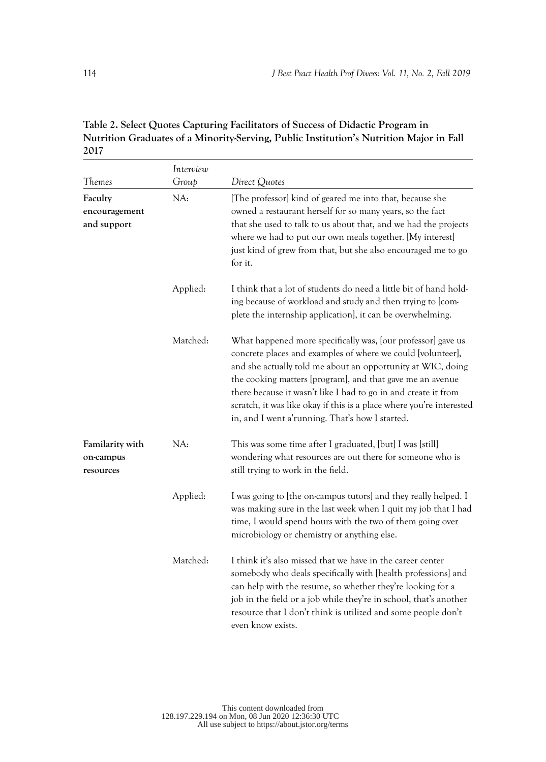**Table 2. Select Quotes Capturing Facilitators of Success of Didactic Program in Nutrition Graduates of a Minority-Serving, Public Institution's Nutrition Major in Fall 2017**

| *Themes* | *Interview Group* | *Direct Quotes* |
|---|---|---|
| **Faculty encouragement and support** | NA: | [The professor] kind of geared me into that, because she owned a restaurant herself for so many years, so the fact that she used to talk to us about that, and we had the projects where we had to put our own meals together. [My interest] just kind of grew from that, but she also encouraged me to go for it. |
| | Applied: | I think that a lot of students do need a little bit of hand holding because of workload and study and then trying to [complete the internship application], it can be overwhelming. |
| | Matched: | What happened more specifically was, [our professor] gave us concrete places and examples of where we could [volunteer], and she actually told me about an opportunity at WIC, doing the cooking matters [program], and that gave me an avenue there because it wasn't like I had to go in and create it from scratch, it was like okay if this is a place where you're interested in, and I went a'running. That's how I started. |
| **Familarity with on-campus resources** | NA: | This was some time after I graduated, [but] I was [still] wondering what resources are out there for someone who is still trying to work in the field. |
| | Applied: | I was going to [the on-campus tutors] and they really helped. I was making sure in the last week when I quit my job that I had time, I would spend hours with the two of them going over microbiology or chemistry or anything else. |
| | Matched: | I think it's also missed that we have in the career center somebody who deals specifically with [health professions] and can help with the resume, so whether they're looking for a job in the field or a job while they're in school, that's another resource that I don't think is utilized and some people don't even know exists. |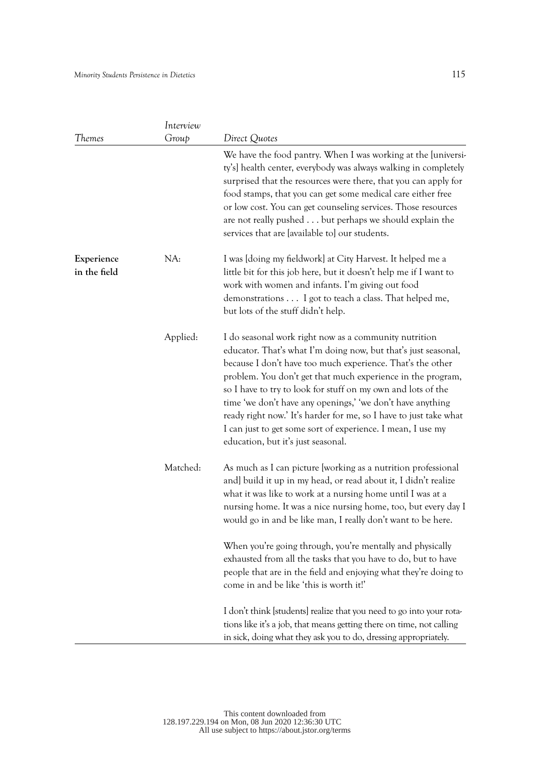| *Themes* | *Interview Group* | *Direct Quotes* |
|---|---|---|
| | | We have the food pantry. When I was working at the [university's] health center, everybody was always walking in completely surprised that the resources were there, that you can apply for food stamps, that you can get some medical care either free or low cost. You can get counseling services. Those resources are not really pushed . . . but perhaps we should explain the services that are [available to] our students. |
| **Experience in the field** | NA: | I was [doing my fieldwork] at City Harvest. It helped me a little bit for this job here, but it doesn't help me if I want to work with women and infants. I'm giving out food demonstrations . . . I got to teach a class. That helped me, but lots of the stuff didn't help. |
| | Applied: | I do seasonal work right now as a community nutrition educator. That's what I'm doing now, but that's just seasonal, because I don't have too much experience. That's the other problem. You don't get that much experience in the program, so I have to try to look for stuff on my own and lots of the time 'we don't have any openings,' 'we don't have anything ready right now.' It's harder for me, so I have to just take what I can just to get some sort of experience. I mean, I use my education, but it's just seasonal. |
| | Matched: | As much as I can picture [working as a nutrition professional and] build it up in my head, or read about it, I didn't realize what it was like to work at a nursing home until I was at a nursing home. It was a nice nursing home, too, but every day I would go in and be like man, I really don't want to be here. |
| | | When you're going through, you're mentally and physically exhausted from all the tasks that you have to do, but to have people that are in the field and enjoying what they're doing to come in and be like 'this is worth it!' |
| | | I don't think [students] realize that you need to go into your rotations like it's a job, that means getting there on time, not calling in sick, doing what they ask you to do, dressing appropriately. |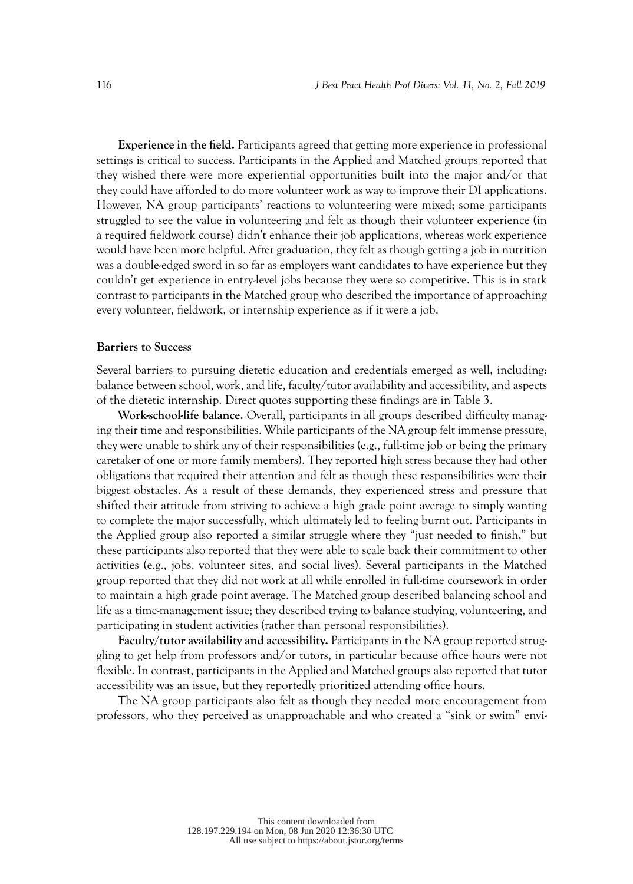**Experience in the field.** Participants agreed that getting more experience in professional settings is critical to success. Participants in the Applied and Matched groups reported that they wished there were more experiential opportunities built into the major and/or that they could have afforded to do more volunteer work as way to improve their DI applications. However, NA group participants' reactions to volunteering were mixed; some participants struggled to see the value in volunteering and felt as though their volunteer experience (in a required fieldwork course) didn't enhance their job applications, whereas work experience would have been more helpful. After graduation, they felt as though getting a job in nutrition was a double-edged sword in so far as employers want candidates to have experience but they couldn't get experience in entry-level jobs because they were so competitive. This is in stark contrast to participants in the Matched group who described the importance of approaching every volunteer, fieldwork, or internship experience as if it were a job.

### Barriers to Success

Several barriers to pursuing dietetic education and credentials emerged as well, including: balance between school, work, and life, faculty/tutor availability and accessibility, and aspects of the dietetic internship. Direct quotes supporting these findings are in Table 3.

**Work-school-life balance.** Overall, participants in all groups described difficulty managing their time and responsibilities. While participants of the NA group felt immense pressure, they were unable to shirk any of their responsibilities (e.g., full-time job or being the primary caretaker of one or more family members). They reported high stress because they had other obligations that required their attention and felt as though these responsibilities were their biggest obstacles. As a result of these demands, they experienced stress and pressure that shifted their attitude from striving to achieve a high grade point average to simply wanting to complete the major successfully, which ultimately led to feeling burnt out. Participants in the Applied group also reported a similar struggle where they "just needed to finish," but these participants also reported that they were able to scale back their commitment to other activities (e.g., jobs, volunteer sites, and social lives). Several participants in the Matched group reported that they did not work at all while enrolled in full-time coursework in order to maintain a high grade point average. The Matched group described balancing school and life as a time-management issue; they described trying to balance studying, volunteering, and participating in student activities (rather than personal responsibilities).

**Faculty/tutor availability and accessibility.** Participants in the NA group reported struggling to get help from professors and/or tutors, in particular because office hours were not flexible. In contrast, participants in the Applied and Matched groups also reported that tutor accessibility was an issue, but they reportedly prioritized attending office hours.

The NA group participants also felt as though they needed more encouragement from professors, who they perceived as unapproachable and who created a "sink or swim" envi-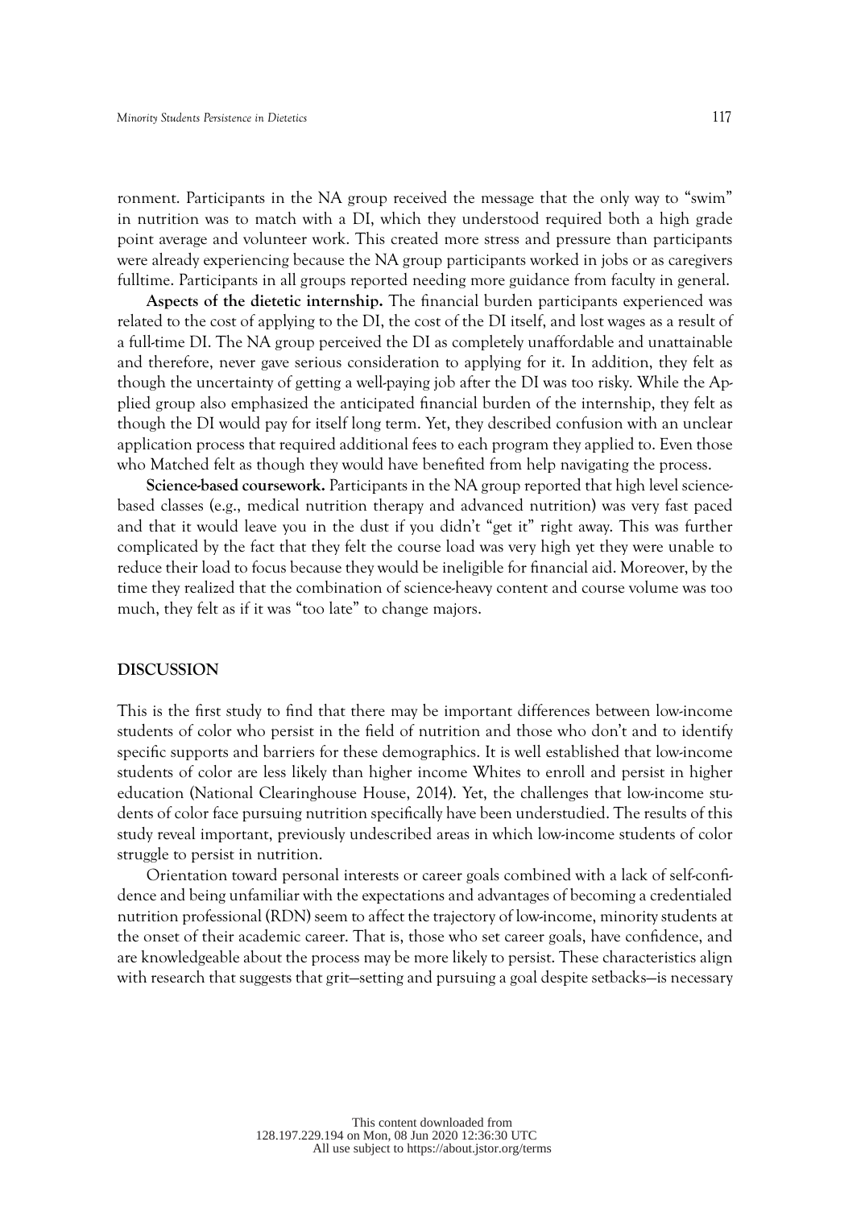ronment. Participants in the NA group received the message that the only way to "swim" in nutrition was to match with a DI, which they understood required both a high grade point average and volunteer work. This created more stress and pressure than participants were already experiencing because the NA group participants worked in jobs or as caregivers fulltime. Participants in all groups reported needing more guidance from faculty in general.

**Aspects of the dietetic internship.** The financial burden participants experienced was related to the cost of applying to the DI, the cost of the DI itself, and lost wages as a result of a full-time DI. The NA group perceived the DI as completely unaffordable and unattainable and therefore, never gave serious consideration to applying for it. In addition, they felt as though the uncertainty of getting a well-paying job after the DI was too risky. While the Applied group also emphasized the anticipated financial burden of the internship, they felt as though the DI would pay for itself long term. Yet, they described confusion with an unclear application process that required additional fees to each program they applied to. Even those who Matched felt as though they would have benefited from help navigating the process.

**Science-based coursework.** Participants in the NA group reported that high level science-based classes (e.g., medical nutrition therapy and advanced nutrition) was very fast paced and that it would leave you in the dust if you didn't "get it" right away. This was further complicated by the fact that they felt the course load was very high yet they were unable to reduce their load to focus because they would be ineligible for financial aid. Moreover, by the time they realized that the combination of science-heavy content and course volume was too much, they felt as if it was "too late" to change majors.

## DISCUSSION

This is the first study to find that there may be important differences between low-income students of color who persist in the field of nutrition and those who don't and to identify specific supports and barriers for these demographics. It is well established that low-income students of color are less likely than higher income Whites to enroll and persist in higher education (National Clearinghouse House, 2014). Yet, the challenges that low-income students of color face pursuing nutrition specifically have been understudied. The results of this study reveal important, previously undescribed areas in which low-income students of color struggle to persist in nutrition.

Orientation toward personal interests or career goals combined with a lack of self-confidence and being unfamiliar with the expectations and advantages of becoming a credentialed nutrition professional (RDN) seem to affect the trajectory of low-income, minority students at the onset of their academic career. That is, those who set career goals, have confidence, and are knowledgeable about the process may be more likely to persist. These characteristics align with research that suggests that grit—setting and pursuing a goal despite setbacks—is necessary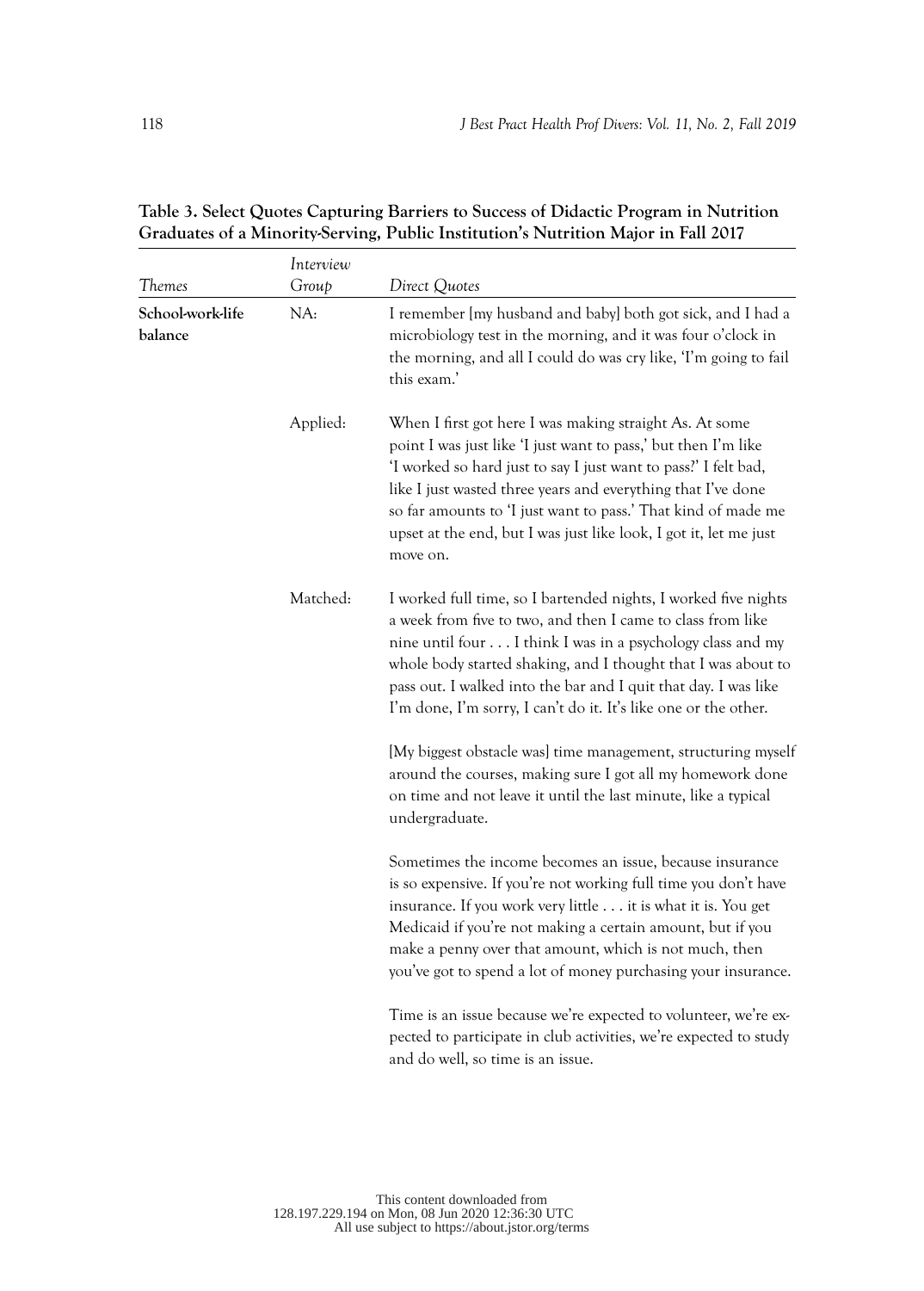**Table 3. Select Quotes Capturing Barriers to Success of Didactic Program in Nutrition Graduates of a Minority-Serving, Public Institution's Nutrition Major in Fall 2017**

| *Themes* | *Interview Group* | *Direct Quotes* |
|---|---|---|
| **School-work-life balance** | NA: | I remember [my husband and baby] both got sick, and I had a microbiology test in the morning, and it was four o'clock in the morning, and all I could do was cry like, 'I'm going to fail this exam.' |
| | Applied: | When I first got here I was making straight As. At some point I was just like 'I just want to pass,' but then I'm like 'I worked so hard just to say I just want to pass?' I felt bad, like I just wasted three years and everything that I've done so far amounts to 'I just want to pass.' That kind of made me upset at the end, but I was just like look, I got it, let me just move on. |
| | Matched: | I worked full time, so I bartended nights, I worked five nights a week from five to two, and then I came to class from like nine until four . . . I think I was in a psychology class and my whole body started shaking, and I thought that I was about to pass out. I walked into the bar and I quit that day. I was like I'm done, I'm sorry, I can't do it. It's like one or the other. |
| | | [My biggest obstacle was] time management, structuring myself around the courses, making sure I got all my homework done on time and not leave it until the last minute, like a typical undergraduate. |
| | | Sometimes the income becomes an issue, because insurance is so expensive. If you're not working full time you don't have insurance. If you work very little . . . it is what it is. You get Medicaid if you're not making a certain amount, but if you make a penny over that amount, which is not much, then you've got to spend a lot of money purchasing your insurance. |
| | | Time is an issue because we're expected to volunteer, we're expected to participate in club activities, we're expected to study and do well, so time is an issue. |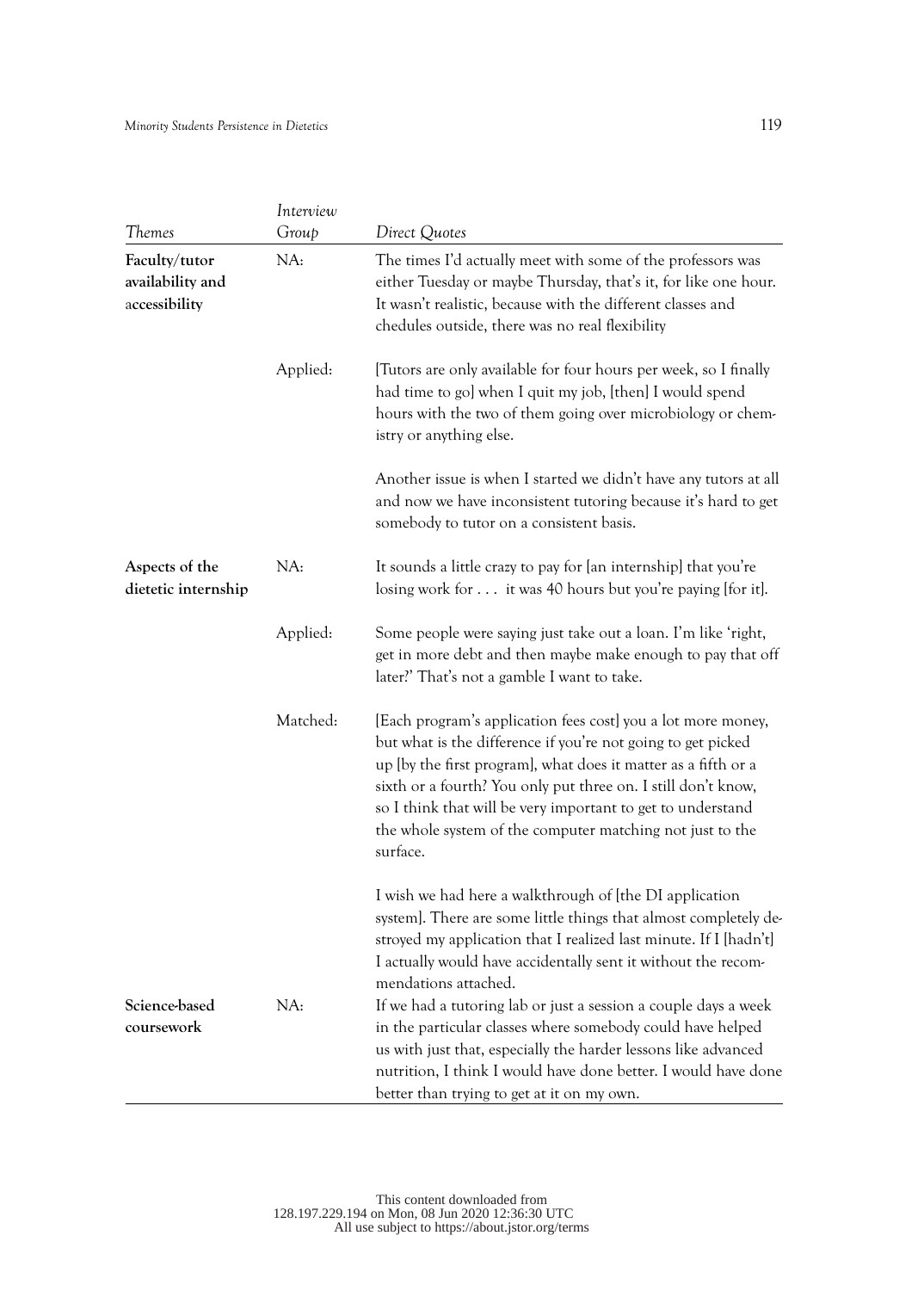| Themes | Interview Group | Direct Quotes |
|---|---|---|
| **Faculty/tutor availability and accessibility** | NA: | The times I'd actually meet with some of the professors was either Tuesday or maybe Thursday, that's it, for like one hour. It wasn't realistic, because with the different classes and chedules outside, there was no real flexibility |
| | Applied: | [Tutors are only available for four hours per week, so I finally had time to go] when I quit my job, [then] I would spend hours with the two of them going over microbiology or chemistry or anything else. |
| | | Another issue is when I started we didn't have any tutors at all and now we have inconsistent tutoring because it's hard to get somebody to tutor on a consistent basis. |
| **Aspects of the dietetic internship** | NA: | It sounds a little crazy to pay for [an internship] that you're losing work for . . . it was 40 hours but you're paying [for it]. |
| | Applied: | Some people were saying just take out a loan. I'm like 'right, get in more debt and then maybe make enough to pay that off later?' That's not a gamble I want to take. |
| | Matched: | [Each program's application fees cost] you a lot more money, but what is the difference if you're not going to get picked up [by the first program], what does it matter as a fifth or a sixth or a fourth? You only put three on. I still don't know, so I think that will be very important to get to understand the whole system of the computer matching not just to the surface. |
| | | I wish we had here a walkthrough of [the DI application system]. There are some little things that almost completely destroyed my application that I realized last minute. If I [hadn't] I actually would have accidentally sent it without the recommendations attached. |
| **Science-based coursework** | NA: | If we had a tutoring lab or just a session a couple days a week in the particular classes where somebody could have helped us with just that, especially the harder lessons like advanced nutrition, I think I would have done better. I would have done better than trying to get at it on my own. |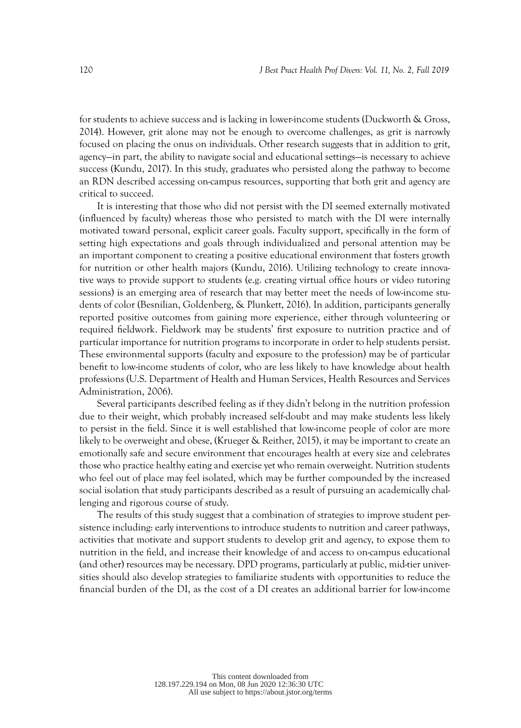for students to achieve success and is lacking in lower-income students (Duckworth & Gross, 2014). However, grit alone may not be enough to overcome challenges, as grit is narrowly focused on placing the onus on individuals. Other research suggests that in addition to grit, agency—in part, the ability to navigate social and educational settings—is necessary to achieve success (Kundu, 2017). In this study, graduates who persisted along the pathway to become an RDN described accessing on-campus resources, supporting that both grit and agency are critical to succeed.

It is interesting that those who did not persist with the DI seemed externally motivated (influenced by faculty) whereas those who persisted to match with the DI were internally motivated toward personal, explicit career goals. Faculty support, specifically in the form of setting high expectations and goals through individualized and personal attention may be an important component to creating a positive educational environment that fosters growth for nutrition or other health majors (Kundu, 2016). Utilizing technology to create innovative ways to provide support to students (e.g. creating virtual office hours or video tutoring sessions) is an emerging area of research that may better meet the needs of low-income students of color (Besnilian, Goldenberg, & Plunkett, 2016). In addition, participants generally reported positive outcomes from gaining more experience, either through volunteering or required fieldwork. Fieldwork may be students' first exposure to nutrition practice and of particular importance for nutrition programs to incorporate in order to help students persist. These environmental supports (faculty and exposure to the profession) may be of particular benefit to low-income students of color, who are less likely to have knowledge about health professions (U.S. Department of Health and Human Services, Health Resources and Services Administration, 2006).

Several participants described feeling as if they didn't belong in the nutrition profession due to their weight, which probably increased self-doubt and may make students less likely to persist in the field. Since it is well established that low-income people of color are more likely to be overweight and obese, (Krueger & Reither, 2015), it may be important to create an emotionally safe and secure environment that encourages health at every size and celebrates those who practice healthy eating and exercise yet who remain overweight. Nutrition students who feel out of place may feel isolated, which may be further compounded by the increased social isolation that study participants described as a result of pursuing an academically challenging and rigorous course of study.

The results of this study suggest that a combination of strategies to improve student persistence including: early interventions to introduce students to nutrition and career pathways, activities that motivate and support students to develop grit and agency, to expose them to nutrition in the field, and increase their knowledge of and access to on-campus educational (and other) resources may be necessary. DPD programs, particularly at public, mid-tier universities should also develop strategies to familiarize students with opportunities to reduce the financial burden of the DI, as the cost of a DI creates an additional barrier for low-income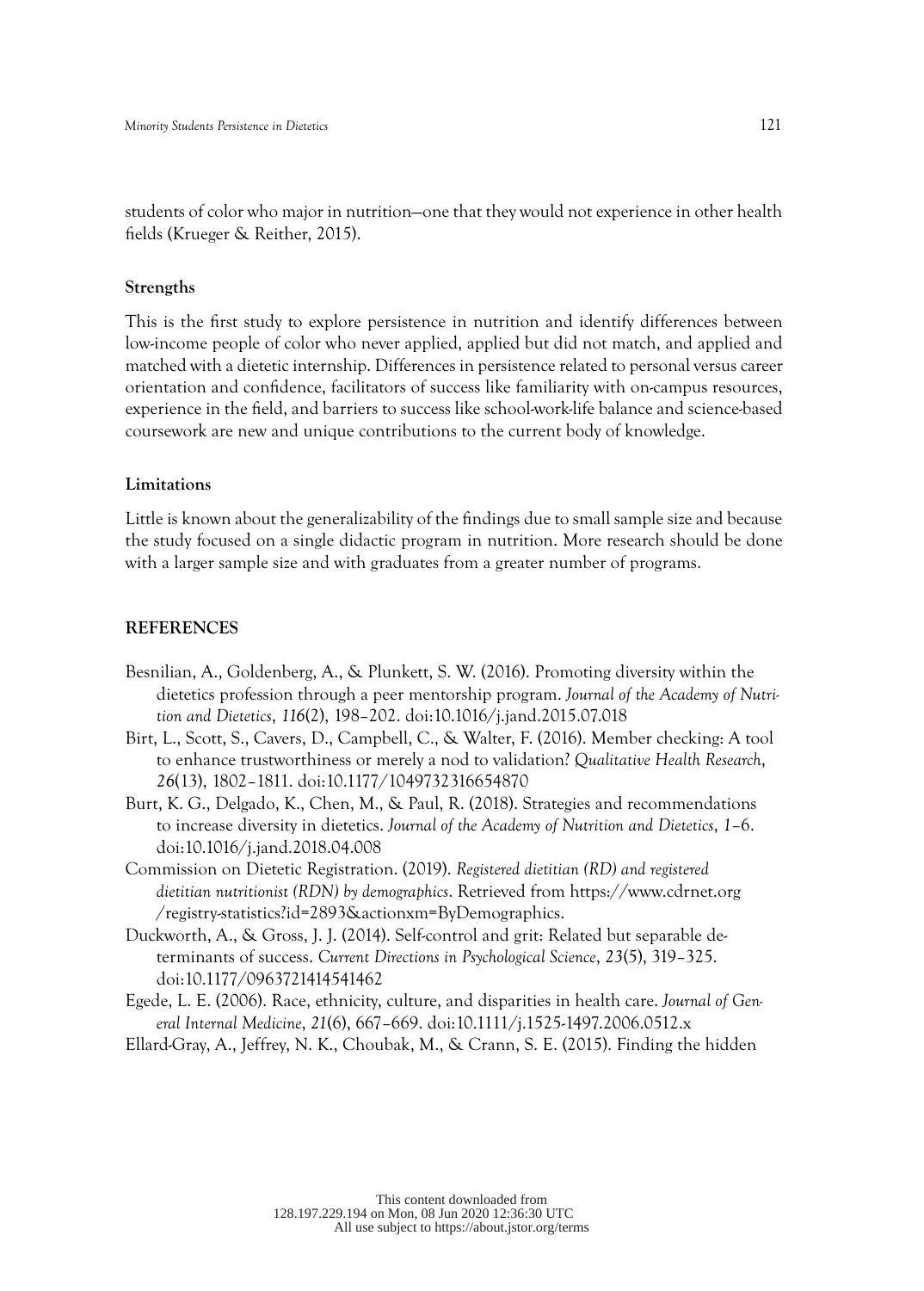students of color who major in nutrition—one that they would not experience in other health fields (Krueger & Reither, 2015).

### Strengths

This is the first study to explore persistence in nutrition and identify differences between low-income people of color who never applied, applied but did not match, and applied and matched with a dietetic internship. Differences in persistence related to personal versus career orientation and confidence, facilitators of success like familiarity with on-campus resources, experience in the field, and barriers to success like school-work-life balance and science-based coursework are new and unique contributions to the current body of knowledge.

### Limitations

Little is known about the generalizability of the findings due to small sample size and because the study focused on a single didactic program in nutrition. More research should be done with a larger sample size and with graduates from a greater number of programs.

## REFERENCES

Besnilian, A., Goldenberg, A., & Plunkett, S. W. (2016). Promoting diversity within the dietetics profession through a peer mentorship program. *Journal of the Academy of Nutrition and Dietetics*, *116*(2), 198–202. doi:10.1016/j.jand.2015.07.018

Birt, L., Scott, S., Cavers, D., Campbell, C., & Walter, F. (2016). Member checking: A tool to enhance trustworthiness or merely a nod to validation? *Qualitative Health Research*, *26*(13), 1802–1811. doi:10.1177/1049732316654870

Burt, K. G., Delgado, K., Chen, M., & Paul, R. (2018). Strategies and recommendations to increase diversity in dietetics. *Journal of the Academy of Nutrition and Dietetics*, *1*–6. doi:10.1016/j.jand.2018.04.008

Commission on Dietetic Registration. (2019). *Registered dietitian (RD) and registered dietitian nutritionist (RDN) by demographics*. Retrieved from https://www.cdrnet.org/registry-statistics?id=2893&actionxm=ByDemographics.

Duckworth, A., & Gross, J. J. (2014). Self-control and grit: Related but separable determinants of success. *Current Directions in Psychological Science*, *23*(5), 319–325. doi:10.1177/0963721414541462

Egede, L. E. (2006). Race, ethnicity, culture, and disparities in health care. *Journal of General Internal Medicine*, *21*(6), 667–669. doi:10.1111/j.1525-1497.2006.0512.x

Ellard-Gray, A., Jeffrey, N. K., Choubak, M., & Crann, S. E. (2015). Finding the hidden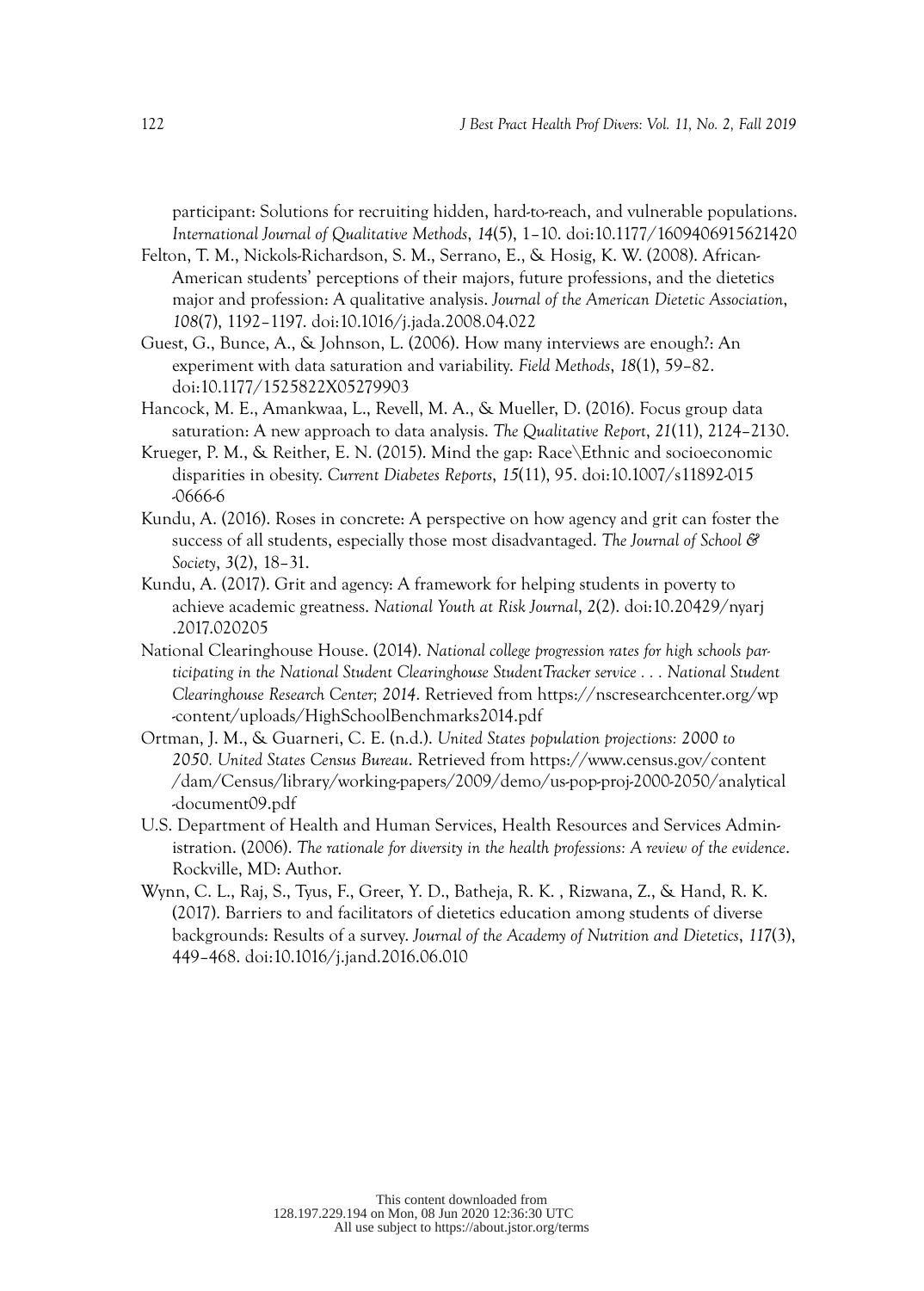participant: Solutions for recruiting hidden, hard-to-reach, and vulnerable populations. *International Journal of Qualitative Methods*, *14*(5), 1–10. doi:10.1177/1609406915621420

Felton, T. M., Nickols-Richardson, S. M., Serrano, E., & Hosig, K. W. (2008). African-American students' perceptions of their majors, future professions, and the dietetics major and profession: A qualitative analysis. *Journal of the American Dietetic Association*, *108*(7), 1192–1197. doi:10.1016/j.jada.2008.04.022

Guest, G., Bunce, A., & Johnson, L. (2006). How many interviews are enough?: An experiment with data saturation and variability. *Field Methods*, *18*(1), 59–82. doi:10.1177/1525822X05279903

Hancock, M. E., Amankwaa, L., Revell, M. A., & Mueller, D. (2016). Focus group data saturation: A new approach to data analysis. *The Qualitative Report*, *21*(11), 2124–2130.

Krueger, P. M., & Reither, E. N. (2015). Mind the gap: Race\Ethnic and socioeconomic disparities in obesity. *Current Diabetes Reports*, *15*(11), 95. doi:10.1007/s11892-015-0666-6

Kundu, A. (2016). Roses in concrete: A perspective on how agency and grit can foster the success of all students, especially those most disadvantaged. *The Journal of School & Society*, *3*(2), 18–31.

Kundu, A. (2017). Grit and agency: A framework for helping students in poverty to achieve academic greatness. *National Youth at Risk Journal*, *2*(2). doi:10.20429/nyarj.2017.020205

National Clearinghouse House. (2014). *National college progression rates for high schools participating in the National Student Clearinghouse StudentTracker service . . . National Student Clearinghouse Research Center; 2014*. Retrieved from https://nscresearchcenter.org/wp-content/uploads/HighSchoolBenchmarks2014.pdf

Ortman, J. M., & Guarneri, C. E. (n.d.). *United States population projections: 2000 to 2050. United States Census Bureau*. Retrieved from https://www.census.gov/content/dam/Census/library/working-papers/2009/demo/us-pop-proj-2000-2050/analytical-document09.pdf

U.S. Department of Health and Human Services, Health Resources and Services Administration. (2006). *The rationale for diversity in the health professions: A review of the evidence*. Rockville, MD: Author.

Wynn, C. L., Raj, S., Tyus, F., Greer, Y. D., Batheja, R. K. , Rizwana, Z., & Hand, R. K. (2017). Barriers to and facilitators of dietetics education among students of diverse backgrounds: Results of a survey. *Journal of the Academy of Nutrition and Dietetics*, *117*(3), 449–468. doi:10.1016/j.jand.2016.06.010